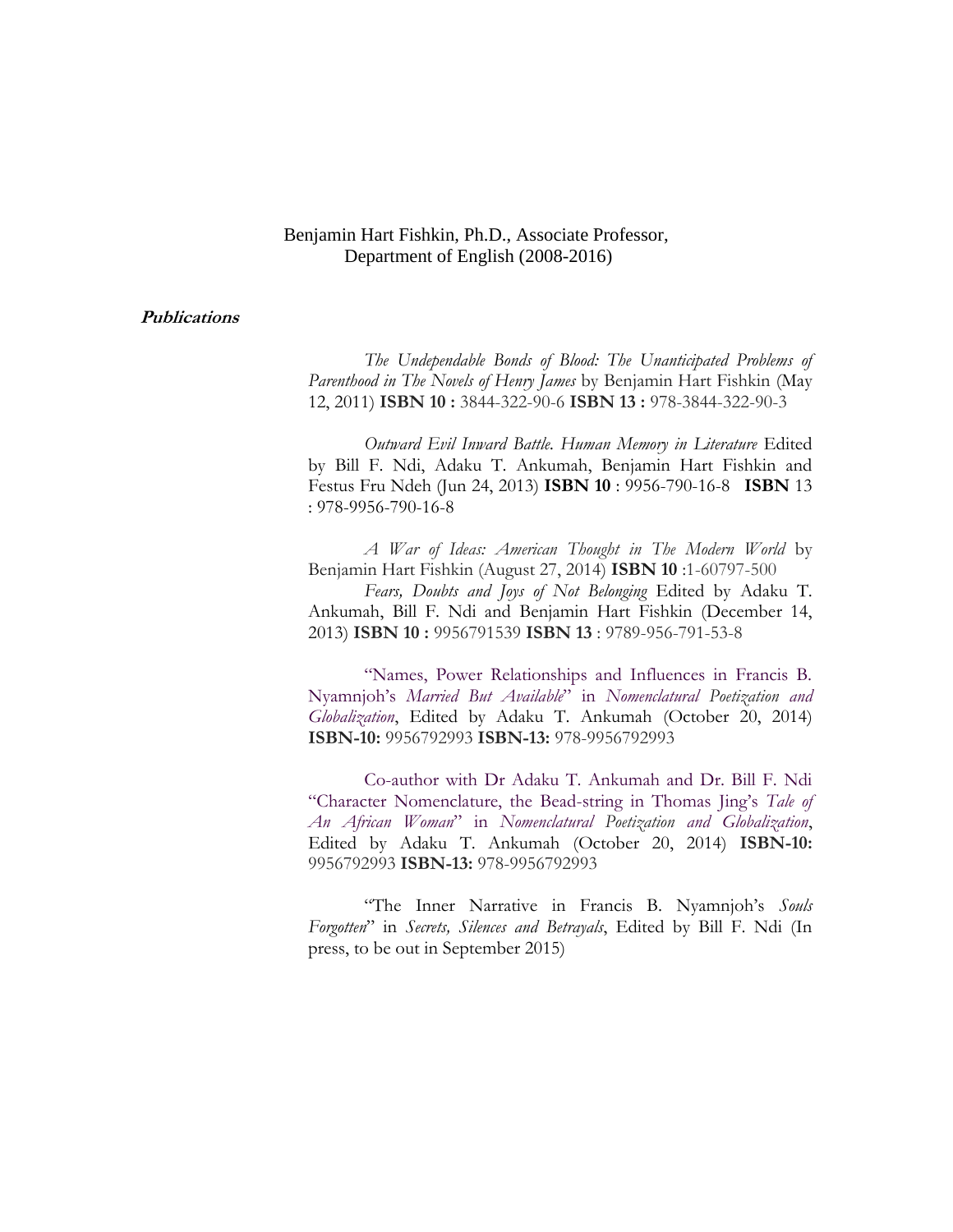Benjamin Hart Fishkin, Ph.D., Associate Professor,
Department of English (2008-2016)

***Publications***

*The Undependable Bonds of Blood: The Unanticipated Problems of Parenthood in The Novels of Henry James* by Benjamin Hart Fishkin (May 12, 2011) **ISBN 10 :** 3844-322-90-6 **ISBN 13 :** 978-3844-322-90-3

*Outward Evil Inward Battle. Human Memory in Literature* Edited by Bill F. Ndi, Adaku T. Ankumah, Benjamin Hart Fishkin and Festus Fru Ndeh (Jun 24, 2013) **ISBN 10** : 9956-790-16-8 **ISBN** 13 : 978-9956-790-16-8

*A War of Ideas: American Thought in The Modern World* by Benjamin Hart Fishkin (August 27, 2014) **ISBN 10** :1-60797-500

*Fears, Doubts and Joys of Not Belonging* Edited by Adaku T. Ankumah, Bill F. Ndi and Benjamin Hart Fishkin (December 14, 2013) **ISBN 10 :** 9956791539 **ISBN 13** : 9789-956-791-53-8

"Names, Power Relationships and Influences in Francis B. Nyamnjoh's *Married But Available*" in *Nomenclatural Poetization and Globalization*, Edited by Adaku T. Ankumah (October 20, 2014) **ISBN-10:** 9956792993 **ISBN-13:** 978-9956792993

Co-author with Dr Adaku T. Ankumah and Dr. Bill F. Ndi "Character Nomenclature, the Bead-string in Thomas Jing's *Tale of An African Woman*" in *Nomenclatural Poetization and Globalization*, Edited by Adaku T. Ankumah (October 20, 2014) **ISBN-10:** 9956792993 **ISBN-13:** 978-9956792993

"The Inner Narrative in Francis B. Nyamnjoh's *Souls Forgotten*" in *Secrets, Silences and Betrayals*, Edited by Bill F. Ndi (In press, to be out in September 2015)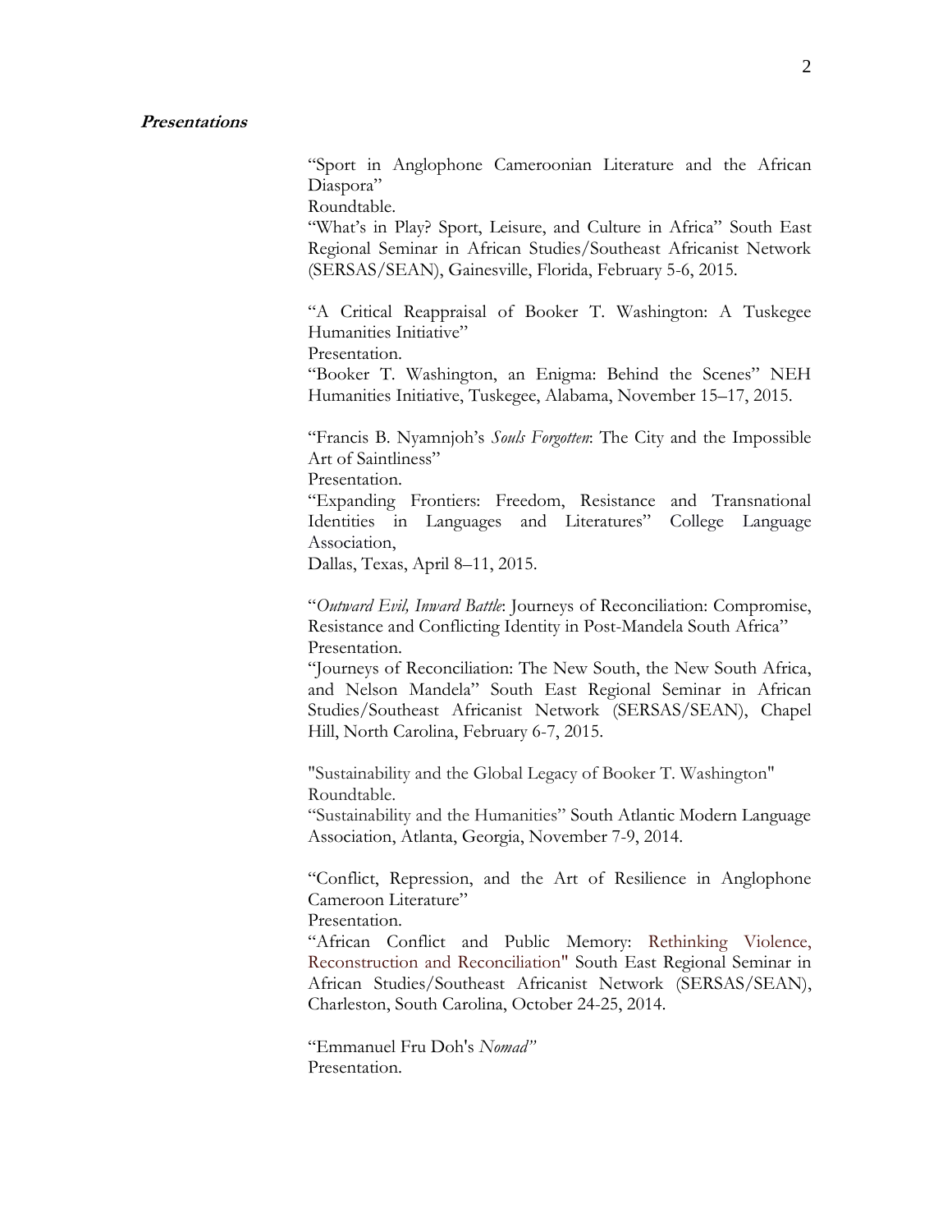***Presentations***

"Sport in Anglophone Cameroonian Literature and the African Diaspora"
Roundtable.
"What's in Play? Sport, Leisure, and Culture in Africa" South East Regional Seminar in African Studies/Southeast Africanist Network (SERSAS/SEAN), Gainesville, Florida, February 5-6, 2015.

"A Critical Reappraisal of Booker T. Washington: A Tuskegee Humanities Initiative"
Presentation.
"Booker T. Washington, an Enigma: Behind the Scenes" NEH Humanities Initiative, Tuskegee, Alabama, November 15–17, 2015.

"Francis B. Nyamnjoh's *Souls Forgotten*: The City and the Impossible Art of Saintliness"
Presentation.
"Expanding Frontiers: Freedom, Resistance and Transnational Identities in Languages and Literatures" College Language Association,
Dallas, Texas, April 8–11, 2015.

"*Outward Evil, Inward Battle*: Journeys of Reconciliation: Compromise, Resistance and Conflicting Identity in Post-Mandela South Africa"
Presentation.
"Journeys of Reconciliation: The New South, the New South Africa, and Nelson Mandela" South East Regional Seminar in African Studies/Southeast Africanist Network (SERSAS/SEAN), Chapel Hill, North Carolina, February 6-7, 2015.

"Sustainability and the Global Legacy of Booker T. Washington"
Roundtable.
"Sustainability and the Humanities" South Atlantic Modern Language Association, Atlanta, Georgia, November 7-9, 2014.

"Conflict, Repression, and the Art of Resilience in Anglophone Cameroon Literature"
Presentation.
"African Conflict and Public Memory: Rethinking Violence, Reconstruction and Reconciliation" South East Regional Seminar in African Studies/Southeast Africanist Network (SERSAS/SEAN), Charleston, South Carolina, October 24-25, 2014.

"Emmanuel Fru Doh's *Nomad*"
Presentation.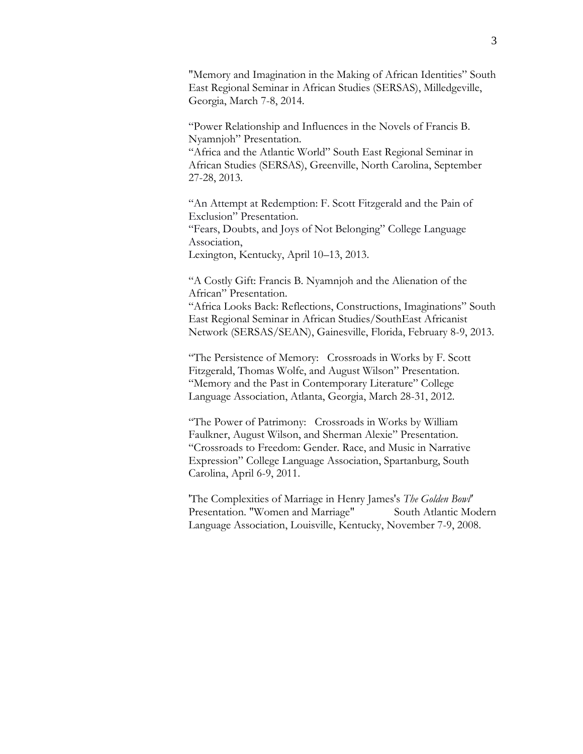"Memory and Imagination in the Making of African Identities" South East Regional Seminar in African Studies (SERSAS), Milledgeville, Georgia, March 7-8, 2014.

"Power Relationship and Influences in the Novels of Francis B. Nyamnjoh" Presentation.
"Africa and the Atlantic World" South East Regional Seminar in African Studies (SERSAS), Greenville, North Carolina, September 27-28, 2013.

"An Attempt at Redemption: F. Scott Fitzgerald and the Pain of Exclusion" Presentation.
"Fears, Doubts, and Joys of Not Belonging" College Language Association,
Lexington, Kentucky, April 10–13, 2013.

"A Costly Gift: Francis B. Nyamnjoh and the Alienation of the African" Presentation.
"Africa Looks Back: Reflections, Constructions, Imaginations" South East Regional Seminar in African Studies/SouthEast Africanist Network (SERSAS/SEAN), Gainesville, Florida, February 8-9, 2013.

"The Persistence of Memory: Crossroads in Works by F. Scott Fitzgerald, Thomas Wolfe, and August Wilson" Presentation.
"Memory and the Past in Contemporary Literature" College Language Association, Atlanta, Georgia, March 28-31, 2012.

"The Power of Patrimony: Crossroads in Works by William Faulkner, August Wilson, and Sherman Alexie" Presentation.
"Crossroads to Freedom: Gender. Race, and Music in Narrative Expression" College Language Association, Spartanburg, South Carolina, April 6-9, 2011.

"The Complexities of Marriage in Henry James's *The Golden Bowl*" Presentation. "Women and Marriage" South Atlantic Modern Language Association, Louisville, Kentucky, November 7-9, 2008.